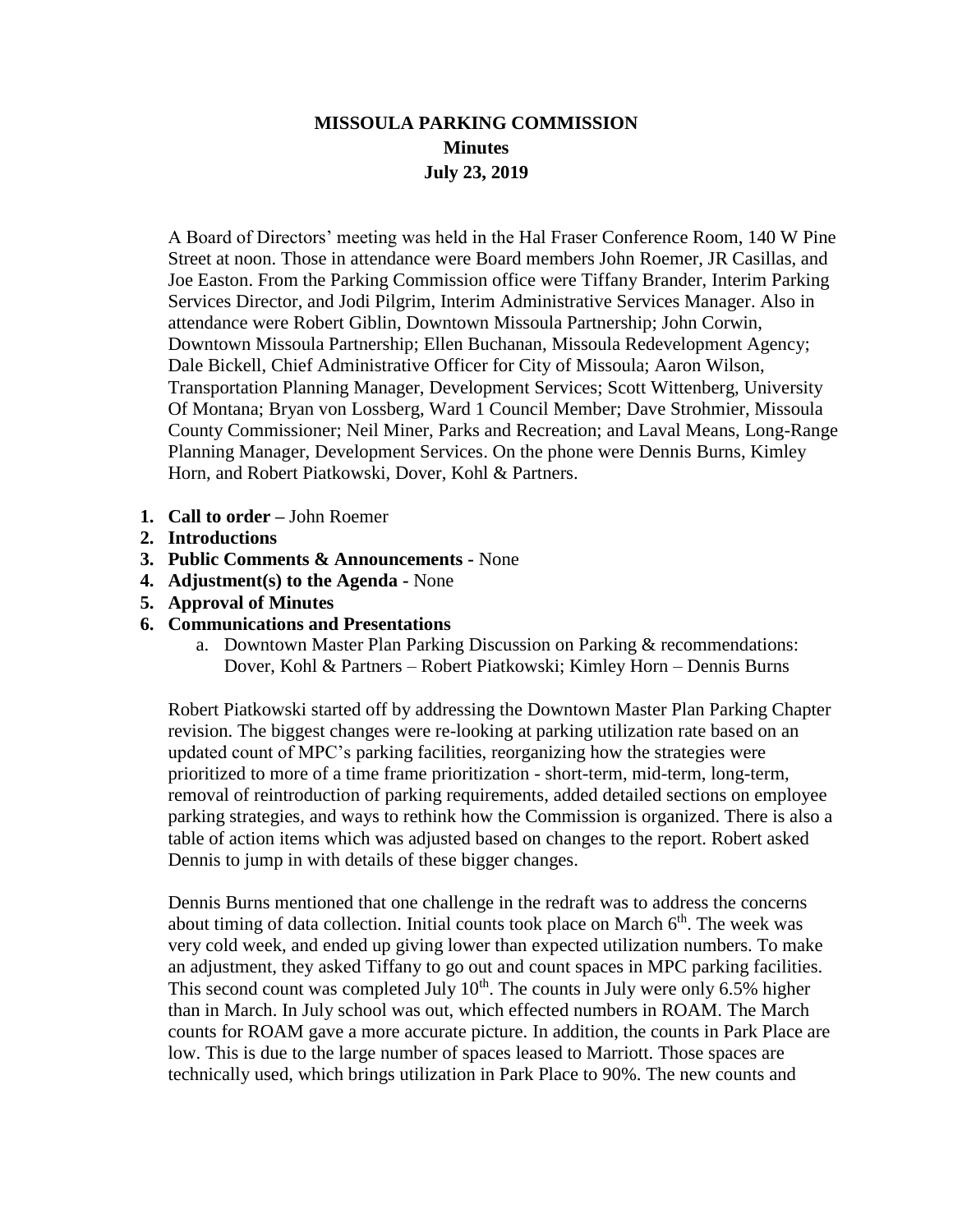# MISSOULA PARKING COMMISSION

## Minutes

### July 23, 2019

A Board of Directors' meeting was held in the Hal Fraser Conference Room, 140 W Pine Street at noon. Those in attendance were Board members John Roemer, JR Casillas, and Joe Easton. From the Parking Commission office were Tiffany Brander, Interim Parking Services Director, and Jodi Pilgrim, Interim Administrative Services Manager. Also in attendance were Robert Giblin, Downtown Missoula Partnership; John Corwin, Downtown Missoula Partnership; Ellen Buchanan, Missoula Redevelopment Agency; Dale Bickell, Chief Administrative Officer for City of Missoula; Aaron Wilson, Transportation Planning Manager, Development Services; Scott Wittenberg, University Of Montana; Bryan von Lossberg, Ward 1 Council Member; Dave Strohmier, Missoula County Commissioner; Neil Miner, Parks and Recreation; and Laval Means, Long-Range Planning Manager, Development Services. On the phone were Dennis Burns, Kimley Horn, and Robert Piatkowski, Dover, Kohl & Partners.

1. **Call to order –** John Roemer
2. **Introductions**
3. **Public Comments & Announcements -** None
4. **Adjustment(s) to the Agenda -** None
5. **Approval of Minutes**
6. **Communications and Presentations**
   a. Downtown Master Plan Parking Discussion on Parking & recommendations: Dover, Kohl & Partners – Robert Piatkowski; Kimley Horn – Dennis Burns

Robert Piatkowski started off by addressing the Downtown Master Plan Parking Chapter revision. The biggest changes were re-looking at parking utilization rate based on an updated count of MPC's parking facilities, reorganizing how the strategies were prioritized to more of a time frame prioritization - short-term, mid-term, long-term, removal of reintroduction of parking requirements, added detailed sections on employee parking strategies, and ways to rethink how the Commission is organized. There is also a table of action items which was adjusted based on changes to the report. Robert asked Dennis to jump in with details of these bigger changes.

Dennis Burns mentioned that one challenge in the redraft was to address the concerns about timing of data collection. Initial counts took place on March 6th. The week was very cold week, and ended up giving lower than expected utilization numbers. To make an adjustment, they asked Tiffany to go out and count spaces in MPC parking facilities. This second count was completed July 10th. The counts in July were only 6.5% higher than in March. In July school was out, which effected numbers in ROAM. The March counts for ROAM gave a more accurate picture. In addition, the counts in Park Place are low. This is due to the large number of spaces leased to Marriott. Those spaces are technically used, which brings utilization in Park Place to 90%. The new counts and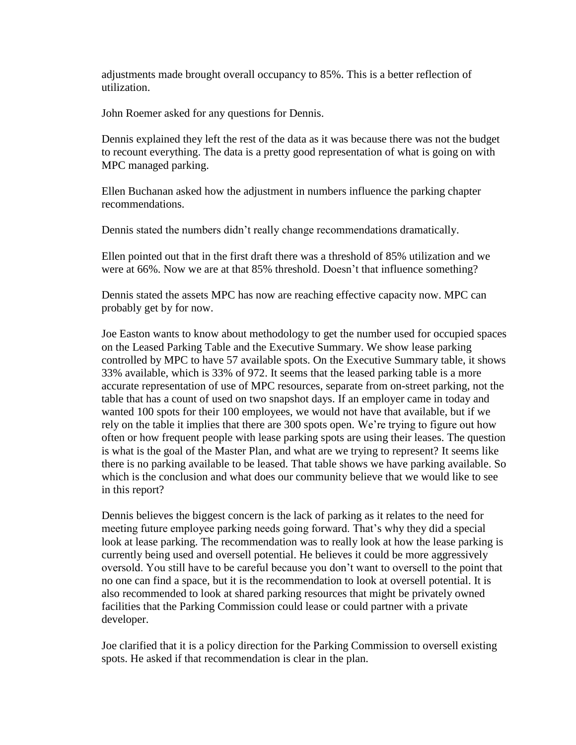adjustments made brought overall occupancy to 85%. This is a better reflection of utilization.

John Roemer asked for any questions for Dennis.

Dennis explained they left the rest of the data as it was because there was not the budget to recount everything. The data is a pretty good representation of what is going on with MPC managed parking.

Ellen Buchanan asked how the adjustment in numbers influence the parking chapter recommendations.

Dennis stated the numbers didn't really change recommendations dramatically.

Ellen pointed out that in the first draft there was a threshold of 85% utilization and we were at 66%. Now we are at that 85% threshold. Doesn't that influence something?

Dennis stated the assets MPC has now are reaching effective capacity now. MPC can probably get by for now.

Joe Easton wants to know about methodology to get the number used for occupied spaces on the Leased Parking Table and the Executive Summary. We show lease parking controlled by MPC to have 57 available spots. On the Executive Summary table, it shows 33% available, which is 33% of 972. It seems that the leased parking table is a more accurate representation of use of MPC resources, separate from on-street parking, not the table that has a count of used on two snapshot days. If an employer came in today and wanted 100 spots for their 100 employees, we would not have that available, but if we rely on the table it implies that there are 300 spots open. We're trying to figure out how often or how frequent people with lease parking spots are using their leases. The question is what is the goal of the Master Plan, and what are we trying to represent? It seems like there is no parking available to be leased. That table shows we have parking available. So which is the conclusion and what does our community believe that we would like to see in this report?

Dennis believes the biggest concern is the lack of parking as it relates to the need for meeting future employee parking needs going forward. That's why they did a special look at lease parking. The recommendation was to really look at how the lease parking is currently being used and oversell potential. He believes it could be more aggressively oversold. You still have to be careful because you don't want to oversell to the point that no one can find a space, but it is the recommendation to look at oversell potential. It is also recommended to look at shared parking resources that might be privately owned facilities that the Parking Commission could lease or could partner with a private developer.

Joe clarified that it is a policy direction for the Parking Commission to oversell existing spots. He asked if that recommendation is clear in the plan.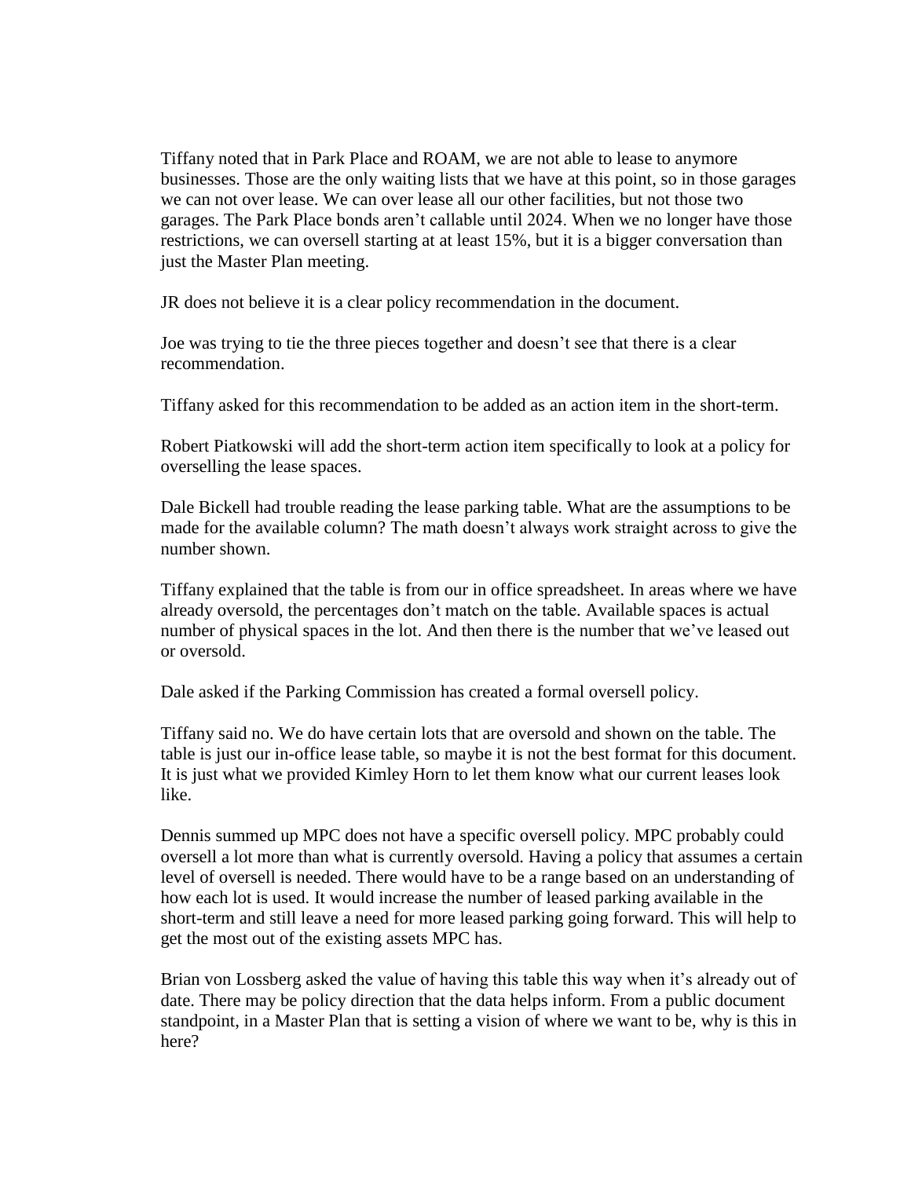Tiffany noted that in Park Place and ROAM, we are not able to lease to anymore businesses. Those are the only waiting lists that we have at this point, so in those garages we can not over lease. We can over lease all our other facilities, but not those two garages. The Park Place bonds aren't callable until 2024. When we no longer have those restrictions, we can oversell starting at at least 15%, but it is a bigger conversation than just the Master Plan meeting.

JR does not believe it is a clear policy recommendation in the document.

Joe was trying to tie the three pieces together and doesn't see that there is a clear recommendation.

Tiffany asked for this recommendation to be added as an action item in the short-term.

Robert Piatkowski will add the short-term action item specifically to look at a policy for overselling the lease spaces.

Dale Bickell had trouble reading the lease parking table. What are the assumptions to be made for the available column? The math doesn't always work straight across to give the number shown.

Tiffany explained that the table is from our in office spreadsheet. In areas where we have already oversold, the percentages don't match on the table. Available spaces is actual number of physical spaces in the lot. And then there is the number that we've leased out or oversold.

Dale asked if the Parking Commission has created a formal oversell policy.

Tiffany said no. We do have certain lots that are oversold and shown on the table. The table is just our in-office lease table, so maybe it is not the best format for this document. It is just what we provided Kimley Horn to let them know what our current leases look like.

Dennis summed up MPC does not have a specific oversell policy. MPC probably could oversell a lot more than what is currently oversold. Having a policy that assumes a certain level of oversell is needed. There would have to be a range based on an understanding of how each lot is used. It would increase the number of leased parking available in the short-term and still leave a need for more leased parking going forward. This will help to get the most out of the existing assets MPC has.

Brian von Lossberg asked the value of having this table this way when it's already out of date. There may be policy direction that the data helps inform. From a public document standpoint, in a Master Plan that is setting a vision of where we want to be, why is this in here?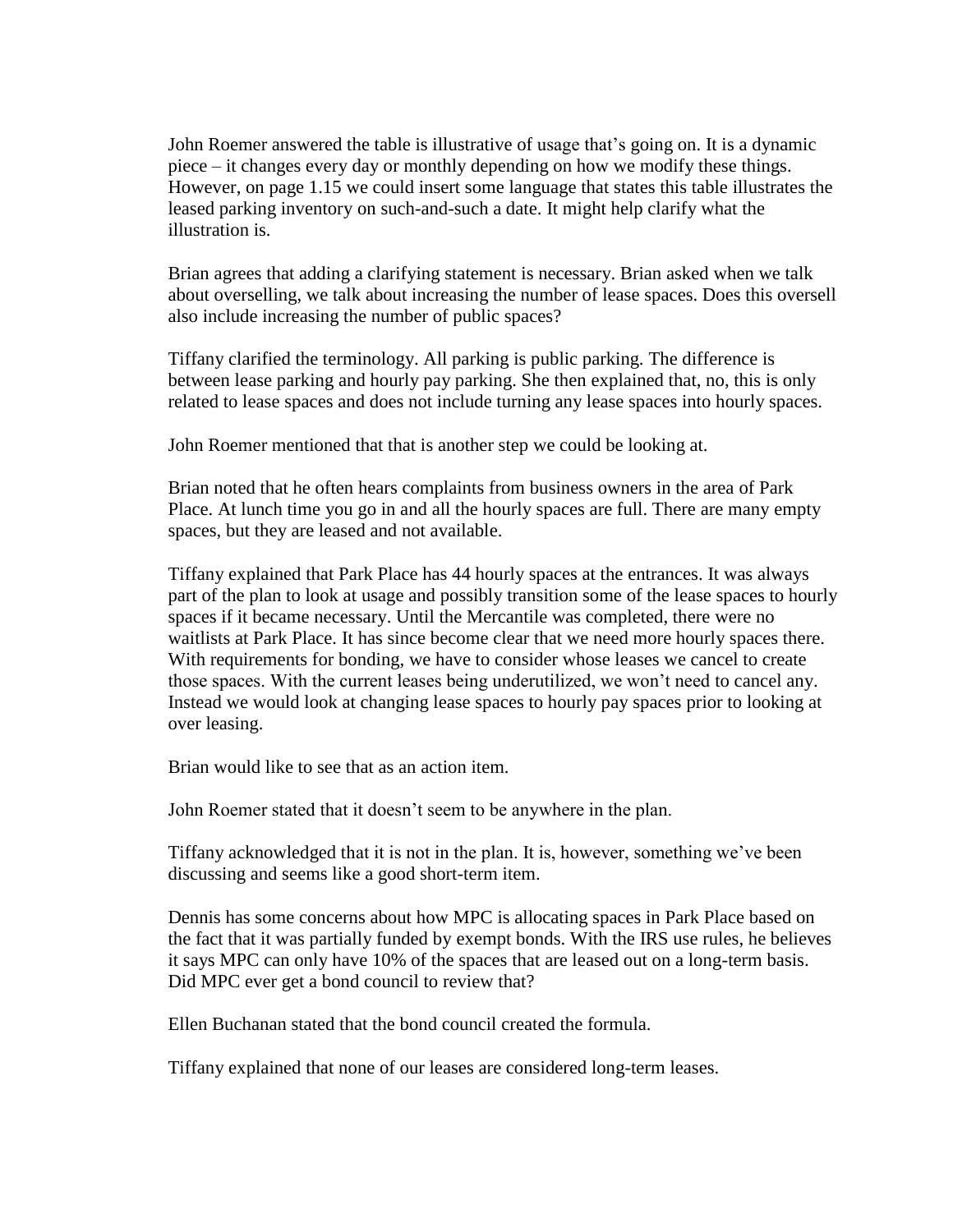John Roemer answered the table is illustrative of usage that's going on. It is a dynamic piece – it changes every day or monthly depending on how we modify these things. However, on page 1.15 we could insert some language that states this table illustrates the leased parking inventory on such-and-such a date. It might help clarify what the illustration is.

Brian agrees that adding a clarifying statement is necessary. Brian asked when we talk about overselling, we talk about increasing the number of lease spaces. Does this oversell also include increasing the number of public spaces?

Tiffany clarified the terminology. All parking is public parking. The difference is between lease parking and hourly pay parking. She then explained that, no, this is only related to lease spaces and does not include turning any lease spaces into hourly spaces.

John Roemer mentioned that that is another step we could be looking at.

Brian noted that he often hears complaints from business owners in the area of Park Place. At lunch time you go in and all the hourly spaces are full. There are many empty spaces, but they are leased and not available.

Tiffany explained that Park Place has 44 hourly spaces at the entrances. It was always part of the plan to look at usage and possibly transition some of the lease spaces to hourly spaces if it became necessary. Until the Mercantile was completed, there were no waitlists at Park Place. It has since become clear that we need more hourly spaces there. With requirements for bonding, we have to consider whose leases we cancel to create those spaces. With the current leases being underutilized, we won't need to cancel any. Instead we would look at changing lease spaces to hourly pay spaces prior to looking at over leasing.

Brian would like to see that as an action item.

John Roemer stated that it doesn't seem to be anywhere in the plan.

Tiffany acknowledged that it is not in the plan. It is, however, something we've been discussing and seems like a good short-term item.

Dennis has some concerns about how MPC is allocating spaces in Park Place based on the fact that it was partially funded by exempt bonds. With the IRS use rules, he believes it says MPC can only have 10% of the spaces that are leased out on a long-term basis. Did MPC ever get a bond council to review that?

Ellen Buchanan stated that the bond council created the formula.

Tiffany explained that none of our leases are considered long-term leases.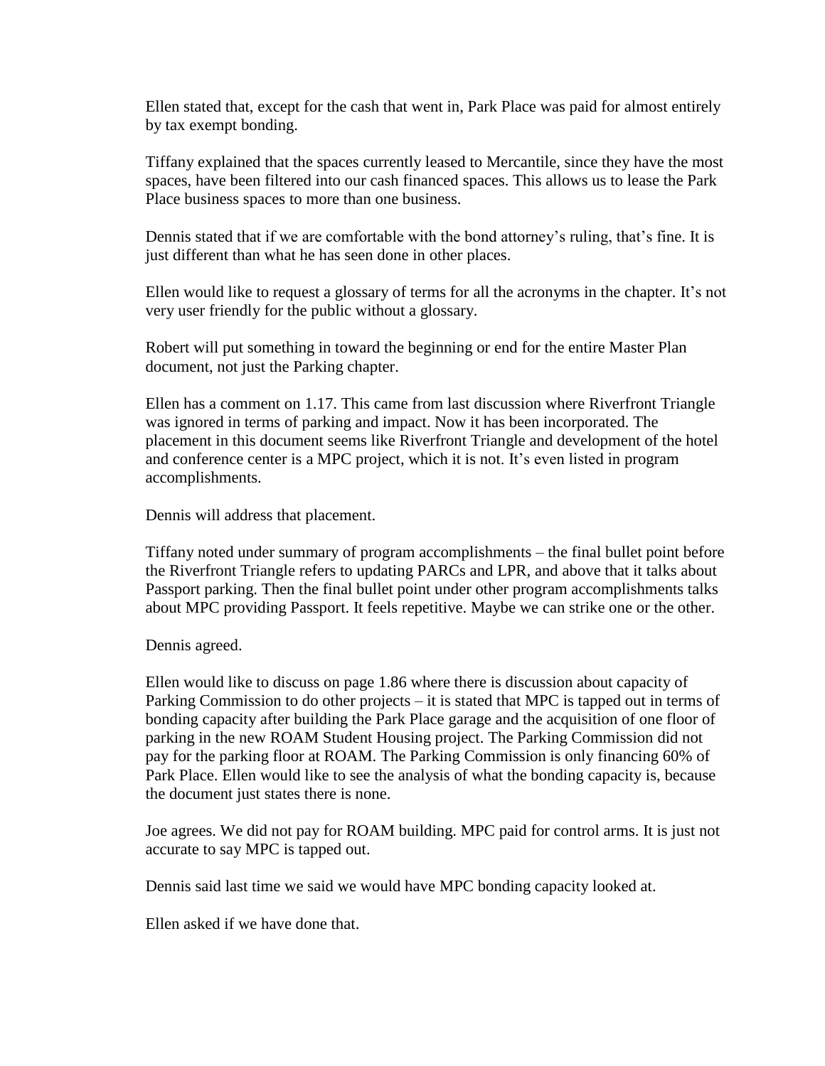Ellen stated that, except for the cash that went in, Park Place was paid for almost entirely by tax exempt bonding.

Tiffany explained that the spaces currently leased to Mercantile, since they have the most spaces, have been filtered into our cash financed spaces. This allows us to lease the Park Place business spaces to more than one business.

Dennis stated that if we are comfortable with the bond attorney's ruling, that's fine. It is just different than what he has seen done in other places.

Ellen would like to request a glossary of terms for all the acronyms in the chapter. It's not very user friendly for the public without a glossary.

Robert will put something in toward the beginning or end for the entire Master Plan document, not just the Parking chapter.

Ellen has a comment on 1.17. This came from last discussion where Riverfront Triangle was ignored in terms of parking and impact. Now it has been incorporated. The placement in this document seems like Riverfront Triangle and development of the hotel and conference center is a MPC project, which it is not. It's even listed in program accomplishments.

Dennis will address that placement.

Tiffany noted under summary of program accomplishments – the final bullet point before the Riverfront Triangle refers to updating PARCs and LPR, and above that it talks about Passport parking. Then the final bullet point under other program accomplishments talks about MPC providing Passport. It feels repetitive. Maybe we can strike one or the other.

Dennis agreed.

Ellen would like to discuss on page 1.86 where there is discussion about capacity of Parking Commission to do other projects – it is stated that MPC is tapped out in terms of bonding capacity after building the Park Place garage and the acquisition of one floor of parking in the new ROAM Student Housing project. The Parking Commission did not pay for the parking floor at ROAM. The Parking Commission is only financing 60% of Park Place. Ellen would like to see the analysis of what the bonding capacity is, because the document just states there is none.

Joe agrees. We did not pay for ROAM building. MPC paid for control arms. It is just not accurate to say MPC is tapped out.

Dennis said last time we said we would have MPC bonding capacity looked at.

Ellen asked if we have done that.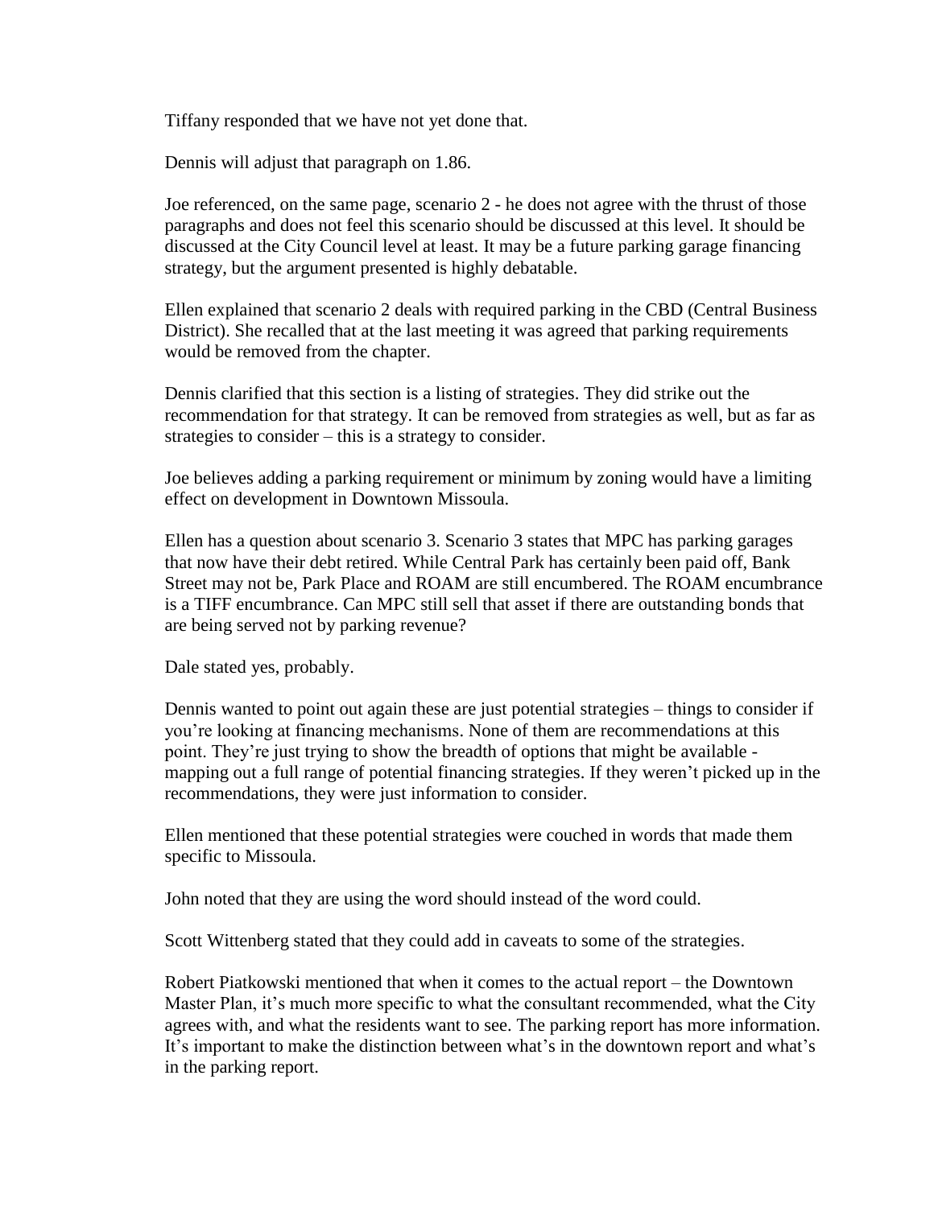Tiffany responded that we have not yet done that.

Dennis will adjust that paragraph on 1.86.

Joe referenced, on the same page, scenario 2 - he does not agree with the thrust of those paragraphs and does not feel this scenario should be discussed at this level. It should be discussed at the City Council level at least. It may be a future parking garage financing strategy, but the argument presented is highly debatable.

Ellen explained that scenario 2 deals with required parking in the CBD (Central Business District). She recalled that at the last meeting it was agreed that parking requirements would be removed from the chapter.

Dennis clarified that this section is a listing of strategies. They did strike out the recommendation for that strategy. It can be removed from strategies as well, but as far as strategies to consider – this is a strategy to consider.

Joe believes adding a parking requirement or minimum by zoning would have a limiting effect on development in Downtown Missoula.

Ellen has a question about scenario 3. Scenario 3 states that MPC has parking garages that now have their debt retired. While Central Park has certainly been paid off, Bank Street may not be, Park Place and ROAM are still encumbered. The ROAM encumbrance is a TIFF encumbrance. Can MPC still sell that asset if there are outstanding bonds that are being served not by parking revenue?

Dale stated yes, probably.

Dennis wanted to point out again these are just potential strategies – things to consider if you're looking at financing mechanisms. None of them are recommendations at this point. They're just trying to show the breadth of options that might be available - mapping out a full range of potential financing strategies. If they weren't picked up in the recommendations, they were just information to consider.

Ellen mentioned that these potential strategies were couched in words that made them specific to Missoula.

John noted that they are using the word should instead of the word could.

Scott Wittenberg stated that they could add in caveats to some of the strategies.

Robert Piatkowski mentioned that when it comes to the actual report – the Downtown Master Plan, it's much more specific to what the consultant recommended, what the City agrees with, and what the residents want to see. The parking report has more information. It's important to make the distinction between what's in the downtown report and what's in the parking report.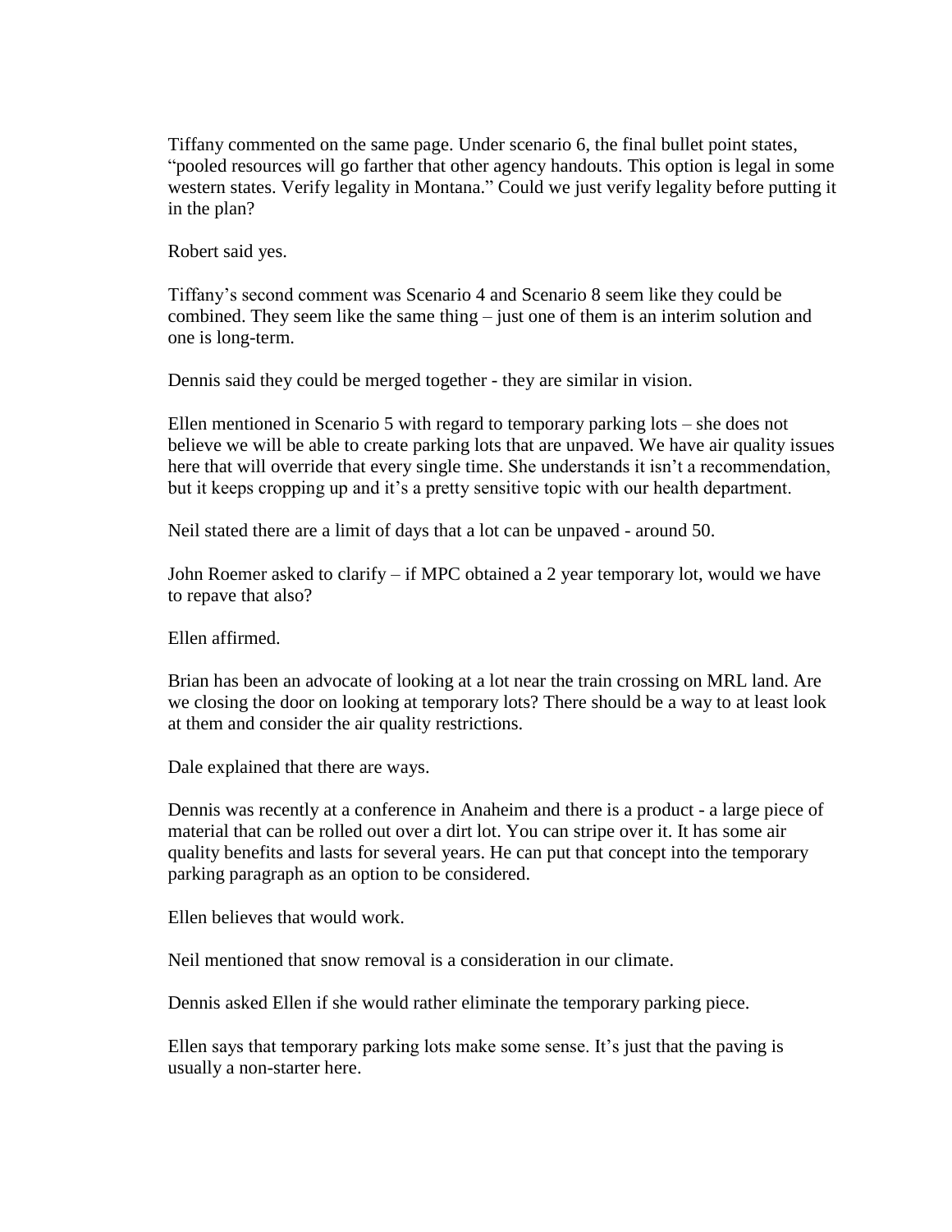Tiffany commented on the same page. Under scenario 6, the final bullet point states, "pooled resources will go farther that other agency handouts. This option is legal in some western states. Verify legality in Montana." Could we just verify legality before putting it in the plan?

Robert said yes.

Tiffany's second comment was Scenario 4 and Scenario 8 seem like they could be combined. They seem like the same thing – just one of them is an interim solution and one is long-term.

Dennis said they could be merged together - they are similar in vision.

Ellen mentioned in Scenario 5 with regard to temporary parking lots – she does not believe we will be able to create parking lots that are unpaved. We have air quality issues here that will override that every single time. She understands it isn't a recommendation, but it keeps cropping up and it's a pretty sensitive topic with our health department.

Neil stated there are a limit of days that a lot can be unpaved - around 50.

John Roemer asked to clarify – if MPC obtained a 2 year temporary lot, would we have to repave that also?

Ellen affirmed.

Brian has been an advocate of looking at a lot near the train crossing on MRL land. Are we closing the door on looking at temporary lots? There should be a way to at least look at them and consider the air quality restrictions.

Dale explained that there are ways.

Dennis was recently at a conference in Anaheim and there is a product - a large piece of material that can be rolled out over a dirt lot. You can stripe over it. It has some air quality benefits and lasts for several years. He can put that concept into the temporary parking paragraph as an option to be considered.

Ellen believes that would work.

Neil mentioned that snow removal is a consideration in our climate.

Dennis asked Ellen if she would rather eliminate the temporary parking piece.

Ellen says that temporary parking lots make some sense. It's just that the paving is usually a non-starter here.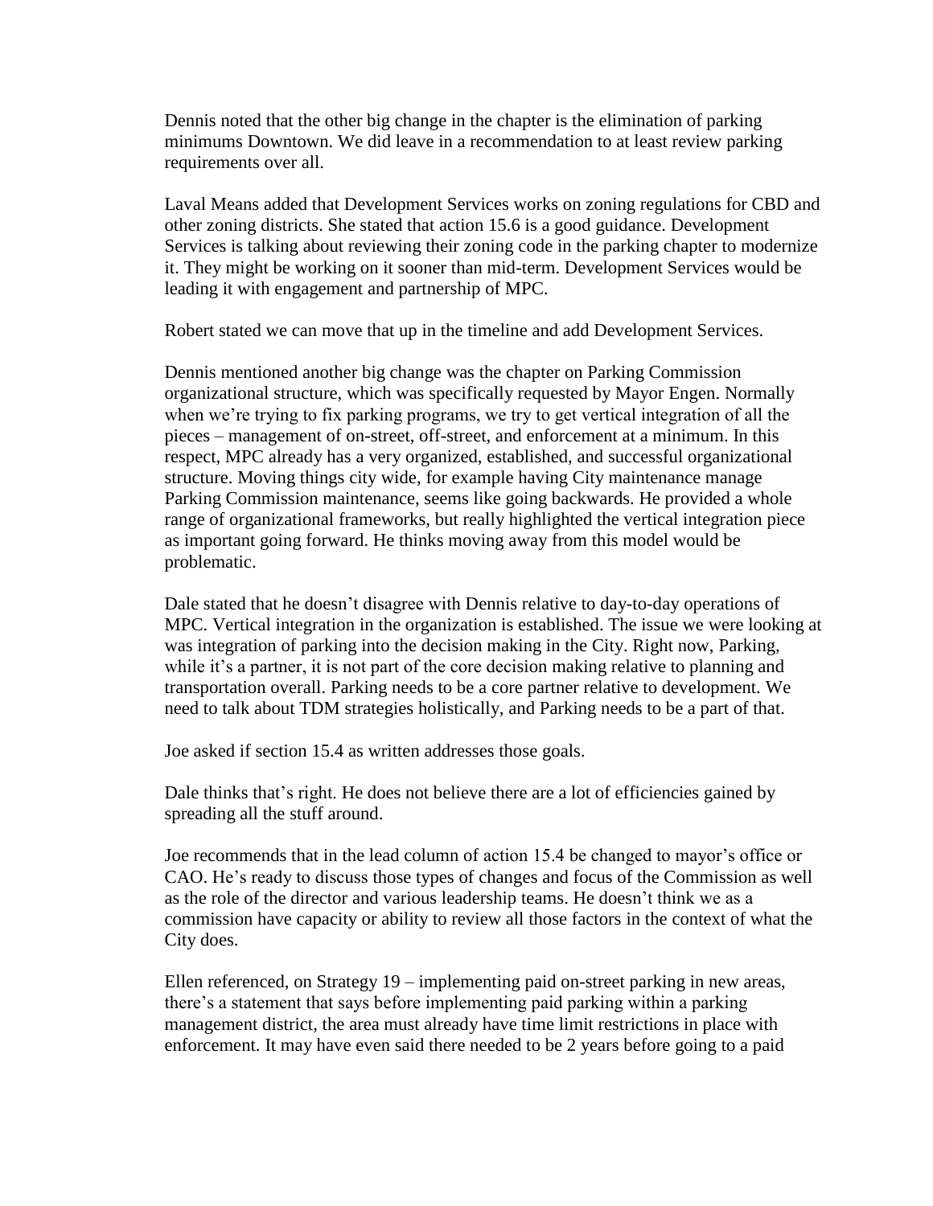Dennis noted that the other big change in the chapter is the elimination of parking minimums Downtown. We did leave in a recommendation to at least review parking requirements over all.

Laval Means added that Development Services works on zoning regulations for CBD and other zoning districts. She stated that action 15.6 is a good guidance. Development Services is talking about reviewing their zoning code in the parking chapter to modernize it. They might be working on it sooner than mid-term. Development Services would be leading it with engagement and partnership of MPC.

Robert stated we can move that up in the timeline and add Development Services.

Dennis mentioned another big change was the chapter on Parking Commission organizational structure, which was specifically requested by Mayor Engen. Normally when we're trying to fix parking programs, we try to get vertical integration of all the pieces – management of on-street, off-street, and enforcement at a minimum. In this respect, MPC already has a very organized, established, and successful organizational structure. Moving things city wide, for example having City maintenance manage Parking Commission maintenance, seems like going backwards. He provided a whole range of organizational frameworks, but really highlighted the vertical integration piece as important going forward. He thinks moving away from this model would be problematic.

Dale stated that he doesn't disagree with Dennis relative to day-to-day operations of MPC. Vertical integration in the organization is established. The issue we were looking at was integration of parking into the decision making in the City. Right now, Parking, while it's a partner, it is not part of the core decision making relative to planning and transportation overall. Parking needs to be a core partner relative to development. We need to talk about TDM strategies holistically, and Parking needs to be a part of that.

Joe asked if section 15.4 as written addresses those goals.

Dale thinks that's right. He does not believe there are a lot of efficiencies gained by spreading all the stuff around.

Joe recommends that in the lead column of action 15.4 be changed to mayor's office or CAO. He's ready to discuss those types of changes and focus of the Commission as well as the role of the director and various leadership teams. He doesn't think we as a commission have capacity or ability to review all those factors in the context of what the City does.

Ellen referenced, on Strategy 19 – implementing paid on-street parking in new areas, there's a statement that says before implementing paid parking within a parking management district, the area must already have time limit restrictions in place with enforcement. It may have even said there needed to be 2 years before going to a paid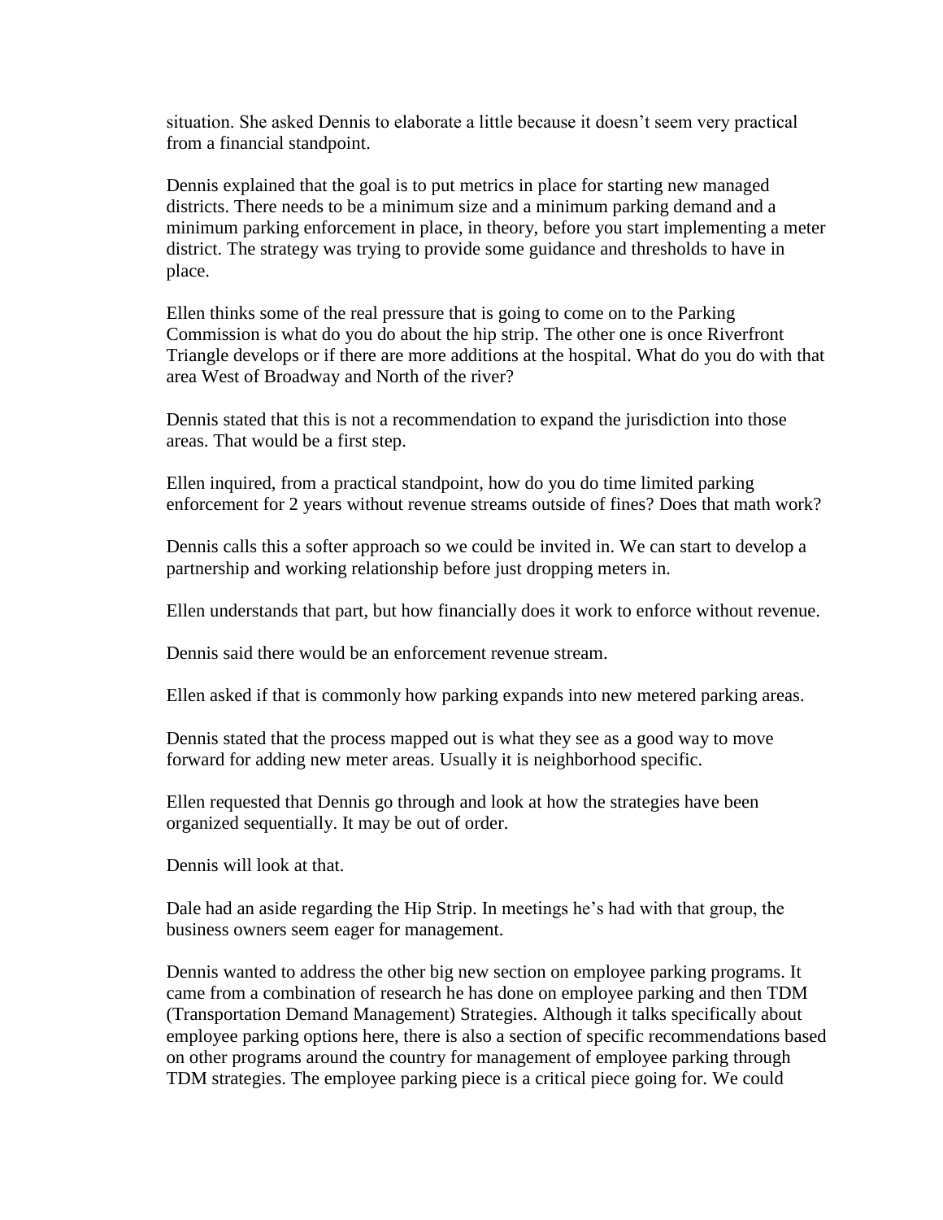situation. She asked Dennis to elaborate a little because it doesn't seem very practical from a financial standpoint.

Dennis explained that the goal is to put metrics in place for starting new managed districts. There needs to be a minimum size and a minimum parking demand and a minimum parking enforcement in place, in theory, before you start implementing a meter district. The strategy was trying to provide some guidance and thresholds to have in place.

Ellen thinks some of the real pressure that is going to come on to the Parking Commission is what do you do about the hip strip. The other one is once Riverfront Triangle develops or if there are more additions at the hospital. What do you do with that area West of Broadway and North of the river?

Dennis stated that this is not a recommendation to expand the jurisdiction into those areas. That would be a first step.

Ellen inquired, from a practical standpoint, how do you do time limited parking enforcement for 2 years without revenue streams outside of fines? Does that math work?

Dennis calls this a softer approach so we could be invited in. We can start to develop a partnership and working relationship before just dropping meters in.

Ellen understands that part, but how financially does it work to enforce without revenue.

Dennis said there would be an enforcement revenue stream.

Ellen asked if that is commonly how parking expands into new metered parking areas.

Dennis stated that the process mapped out is what they see as a good way to move forward for adding new meter areas. Usually it is neighborhood specific.

Ellen requested that Dennis go through and look at how the strategies have been organized sequentially. It may be out of order.

Dennis will look at that.

Dale had an aside regarding the Hip Strip. In meetings he's had with that group, the business owners seem eager for management.

Dennis wanted to address the other big new section on employee parking programs. It came from a combination of research he has done on employee parking and then TDM (Transportation Demand Management) Strategies. Although it talks specifically about employee parking options here, there is also a section of specific recommendations based on other programs around the country for management of employee parking through TDM strategies. The employee parking piece is a critical piece going for. We could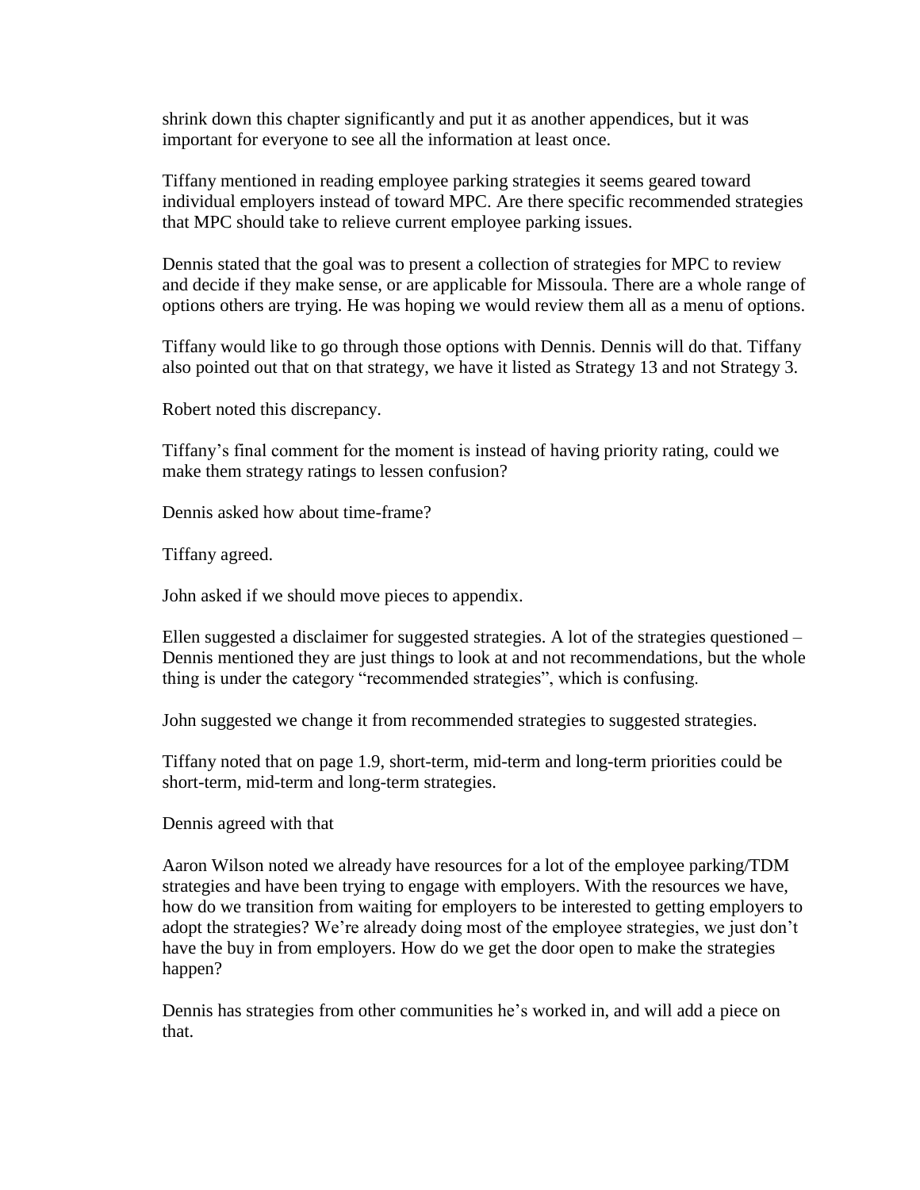shrink down this chapter significantly and put it as another appendices, but it was important for everyone to see all the information at least once.

Tiffany mentioned in reading employee parking strategies it seems geared toward individual employers instead of toward MPC. Are there specific recommended strategies that MPC should take to relieve current employee parking issues.

Dennis stated that the goal was to present a collection of strategies for MPC to review and decide if they make sense, or are applicable for Missoula. There are a whole range of options others are trying. He was hoping we would review them all as a menu of options.

Tiffany would like to go through those options with Dennis. Dennis will do that. Tiffany also pointed out that on that strategy, we have it listed as Strategy 13 and not Strategy 3.

Robert noted this discrepancy.

Tiffany's final comment for the moment is instead of having priority rating, could we make them strategy ratings to lessen confusion?

Dennis asked how about time-frame?

Tiffany agreed.

John asked if we should move pieces to appendix.

Ellen suggested a disclaimer for suggested strategies. A lot of the strategies questioned – Dennis mentioned they are just things to look at and not recommendations, but the whole thing is under the category "recommended strategies", which is confusing.

John suggested we change it from recommended strategies to suggested strategies.

Tiffany noted that on page 1.9, short-term, mid-term and long-term priorities could be short-term, mid-term and long-term strategies.

Dennis agreed with that

Aaron Wilson noted we already have resources for a lot of the employee parking/TDM strategies and have been trying to engage with employers. With the resources we have, how do we transition from waiting for employers to be interested to getting employers to adopt the strategies? We're already doing most of the employee strategies, we just don't have the buy in from employers. How do we get the door open to make the strategies happen?

Dennis has strategies from other communities he's worked in, and will add a piece on that.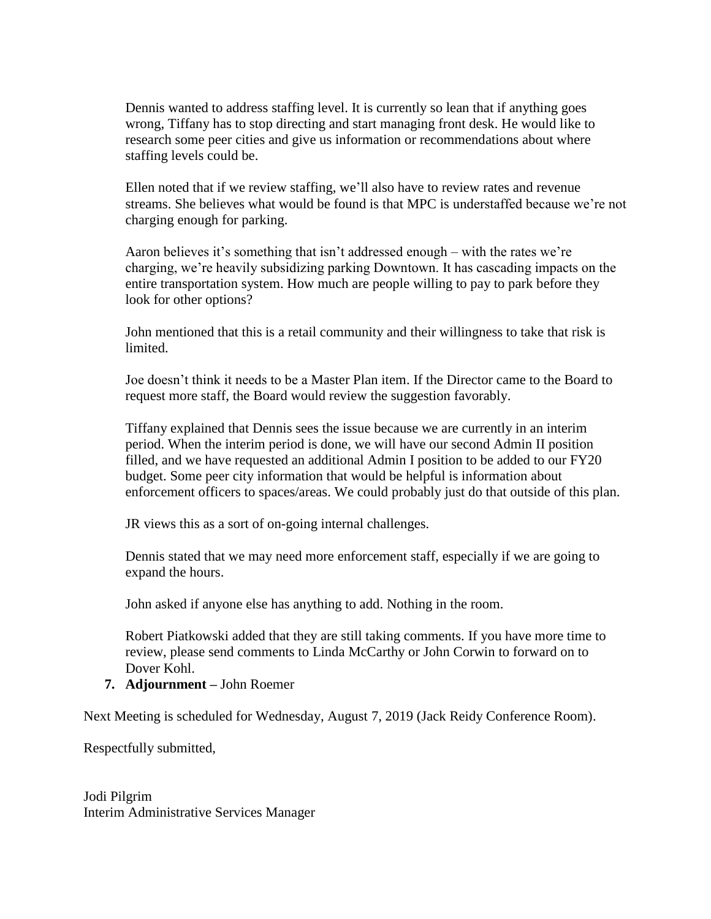Dennis wanted to address staffing level. It is currently so lean that if anything goes wrong, Tiffany has to stop directing and start managing front desk. He would like to research some peer cities and give us information or recommendations about where staffing levels could be.

Ellen noted that if we review staffing, we'll also have to review rates and revenue streams. She believes what would be found is that MPC is understaffed because we're not charging enough for parking.

Aaron believes it's something that isn't addressed enough – with the rates we're charging, we're heavily subsidizing parking Downtown. It has cascading impacts on the entire transportation system. How much are people willing to pay to park before they look for other options?

John mentioned that this is a retail community and their willingness to take that risk is limited.

Joe doesn't think it needs to be a Master Plan item. If the Director came to the Board to request more staff, the Board would review the suggestion favorably.

Tiffany explained that Dennis sees the issue because we are currently in an interim period. When the interim period is done, we will have our second Admin II position filled, and we have requested an additional Admin I position to be added to our FY20 budget. Some peer city information that would be helpful is information about enforcement officers to spaces/areas. We could probably just do that outside of this plan.

JR views this as a sort of on-going internal challenges.

Dennis stated that we may need more enforcement staff, especially if we are going to expand the hours.

John asked if anyone else has anything to add. Nothing in the room.

Robert Piatkowski added that they are still taking comments. If you have more time to review, please send comments to Linda McCarthy or John Corwin to forward on to Dover Kohl.

7. **Adjournment –** John Roemer

Next Meeting is scheduled for Wednesday, August 7, 2019 (Jack Reidy Conference Room).

Respectfully submitted,

Jodi Pilgrim
Interim Administrative Services Manager